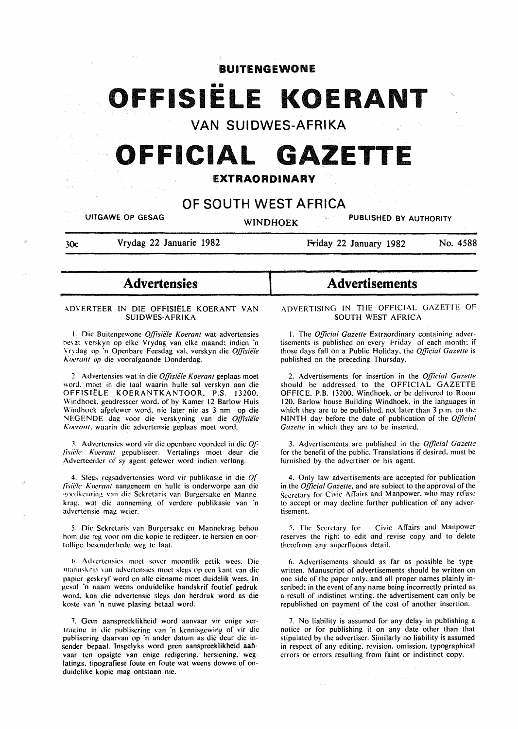# BUITENGEWONE

# OFFISIËLE KOERANT

## VAN SUIDWES-AFRIKA

# OFFICIAL GAZETTE

## EXTRAORDINARY

## OF SOUTH WEST AFRICA

UITGAWE OP GESAG — WINDHOEK — PUBLISHED BY AUTHORITY

30c — Vrydag 22 Januarie 1982 — Friday 22 January 1982 — No. 4588

## Advertensies

### ADVERTEER IN DIE OFFISIËLE KOERANT VAN SUIDWES-AFRIKA

1. Die Buitengewone *Offisiële Koerant* wat advertensies bevat verskyn op elke Vrydag van elke maand; indien 'n Vrydag op 'n Openbare Feesdag val, verskyn die *Offisiële Koerant* op die voorafgaande Donderdag.

2. Advertensies wat in die *Offisiële Koerant* geplaas moet word, moet in die taal waarin hulle sal verskyn aan die OFFISIËLE KOERANTKANTOOR, P.S. 13200, Windhoek, geadresseer word, of by Kamer 12 Barlow Huis Windhoek afgelewer word, nie later nie as 3 nm op die NEGENDE dag voor die verskyning van die *Offisiële Koerant*, waarin die advertensie geplaas moet word.

3. Advertensies word vir die openbare voordeel in die *Offisiële Koerant* gepubliseer. Vertalings moet deur die Adverteerder of sy agent gelewer word indien verlang.

4. Slegs regsadvertensies word vir publikasie in die *Offisiële Koerant* aangeneem en hulle is onderworpe aan die goedkeuring van die Sekretaris van Burgersake en Mannekrag, wat die aanneming of verdere publikasie van 'n advertensie mag weier.

5. Die Sekretaris van Burgersake en Mannekrag behou hom die reg voor om die kopie te redigeer, te hersien en oortollige besonderhede weg te laat.

6. Advertensies moet sover moontlik getik wees. Die manuskrip van advertensies moet slegs op een kant van die papier geskryf word en alle eiename moet duidelik wees. In geval 'n naam weens onduidelike handskrif foutief gedruk word, kan die advertensie slegs dan herdruk word as die koste van 'n nuwe plasing betaal word.

7. Geen aanspreeklikheid word aanvaar vir enige vertraging in die publisering van 'n kennisgewing of vir die publisering daarvan op 'n ander datum as dié deur die insender bepaal. Insgelyks word geen aanspreeklikheid aanvaar ten opsigte van enige redigering, hersiening, weglatings, tipografiese foute en foute wat weens dowwe of onduidelike kopie mag ontstaan nie.

## Advertisements

### ADVERTISING IN THE OFFICIAL GAZETTE OF SOUTH WEST AFRICA

1. The *Official Gazette* Extraordinary containing advertisements is published on every Friday of each month; if those days fall on a Public Holiday, the *Official Gazette* is published on the preceding Thursday.

2. Advertisements for insertion in the *Official Gazette* should be addressed to the OFFICIAL GAZETTE OFFICE, P.B. 13200, Windhoek, or be delivered to Room 120, Barlow house Building Windhoek, in the languages in which they are to be published, not later than 3 p.m. on the NINTH day before the date of publication of the *Official Gazette* in which they are to be inserted.

3. Advertisements are published in the *Official Gazette* for the benefit of the public. Translations if desired, must be furnished by the advertiser or his agent.

4. Only law advertisements are accepted for publication in the *Official Gazette*, and are subject to the approval of the Secretary for Civic Affairs and Manpower, who may refuse to accept or may decline further publication of any advertisement.

5. The Secretary for Civic Affairs and Manpower reserves the right to edit and revise copy and to delete therefrom any superfluous detail.

6. Advertisements should as far as possible be typewritten. Manuscript of advertisements should be written on one side of the paper only, and all proper names plainly inscribed; in the event of any name being incorrectly printed as a result of indistinct writing, the advertisement can only be republished on payment of the cost of another insertion.

7. No liability is assumed for any delay in publishing a notice or for publishing it on any date other than that stipulated by the advertiser. Similarly no liability is assumed in respect of any editing, revision, omission, typographical errors or errors resulting from faint or indistinct copy.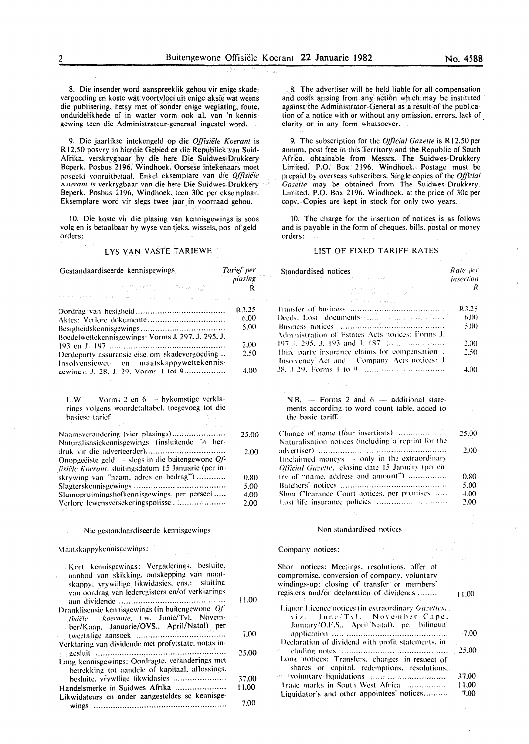8. Die insender word aanspreeklik gehou vir enige skadevergoeding en koste wat voortvloei uit enige aksie wat weens die publisering, hetsy met of sonder enige weglating, foute, onduidelikhede of in watter vorm ook al, van 'n kennisgewing teen die Administrateur-generaal ingestel word.

9. Die jaarlikse intekengeld op die *Offisiële Koerant* is R12,50 posvry in hierdie Gebied en die Republiek van Suid-Afrika, verskrygbaar by die here Die Suidwes-Drukkery Beperk, Posbus 2196, Windhoek. Oorsese intekenaars moet posgeld vooruitbetaal. Enkel eksemplare van die *Offisiële Koerant is* verkrygbaar van die here Die Suidwes-Drukkery Beperk, Posbus 2196, Windhoek, teen 30c per eksemplaar. Eksemplare word vir slegs twee jaar in voorraad gehou.

10. Die koste vir die plasing van kennisgewings is soos volg en is betaalbaar by wyse van tjeks, wissels, pos- of geldorders:

## LYS VAN VASTE TARIEWE

| Gestandaardiseerde kennisgewings | *Tarief per plasing* R |
|---|---|
| Oordrag van besigheid | R3,25 |
| Aktes: Verlore dokumente | 6,00 |
| Besigheidskennisgewings | 5,00 |
| Boedelwettekennisgewings: Vorms J. 297, J. 295, J. 193 en J. 197 | 2,00 |
| Derdeparty assuransie-eise om skadevergoeding | 2,50 |
| Insolvensiewet en maatskappywettekennisgewings: J. 28, J. 29, Vorms 1 tot 9 | 4,00 |

L.W. Vorms 2 en 6 — bykomstige verklarings volgens woordetaltabel, toegevoeg tot die basiese tarief.

| | |
|---|---|
| Naamsverandering (vier plasings) | 25,00 |
| Naturalisasiekennisgewings (insluitende 'n herdruk vir die adverteerder) | 2,00 |
| Onopgeëiste geld — slegs in die buitengewone *Offisiële Koerant*, sluitingsdatum 15 Januarie (per inskrywing van "naam, adres en bedrag") | 0,80 |
| Slagterskennisgewings | 5,00 |
| Slumopruimingshofkennisgewings, per perseel | 4,00 |
| Verlore lewensversekeringspolisse | 2,00 |

### Nie gestandaardiseerde kennisgewings

Maatskappykennisgewings:

| | |
|---|---|
| Kort kennisgewings: Vergaderings, besluite, aanbod van skikking, omskepping van maatskappy, vrywillige likwidasies, ens.: sluiting van oordrag van lederegisters en/of verklarings aan dividende | 11,00 |
| Dranklisensie kennisgewings (in buitengewone *Offisiële koerante*, t.w. Junie/Tvl. November/Kaap, Januarie/OVS., April/Natal) per tweetalige aansoek | 7,00 |
| Verklaring van dividende met profytstate, notas ingesluit | 25,00 |
| Lang kennisgewings: Oordragte, veranderings met betrekking tot aandele of kapitaal, aflossings, besluite, vrywllige likwidasies | 37,00 |
| Handelsmerke in Suidwes Afrika | 11,00 |
| Likwidateurs en ander aangesteldes se kennisgewings | 7,00 |

8. The advertiser will be held liable for all compensation and costs arising from any action which may be instituted against the Administrator-General as a result of the publication of a notice with or without any omission, errors, lack of clarity or in any form whatsoever.

9. The subscription for the *Official Gazette* is R12,50 per annum, post free in this Territory and the Republic of South Africa, obtainable from Messrs. The Suidwes-Drukkery Limited, P.O. Box 2196, Windhoek. Postage must be prepaid by overseas subscribers. Single copies of the *Official Gazette* may be obtained from The Suidwes-Drukkery, Limited, P.O. Box 2196, Windhoek, at the price of 30c per copy. Copies are kept in stock for only two years.

10. The charge for the insertion of notices is as follows and is payable in the form of cheques, bills, postal or money orders:

## LIST OF FIXED TARIFF RATES

| Standardised notices | *Rate per insertion* *R* |
|---|---|
| Transfer of business | R3,25 |
| Deeds: Lost documents | 6,00 |
| Business notices | 5,00 |
| Administration of Estates Acts notices: Forms J. 197 J. 295, J. 193 and J. 187 | 2,00 |
| Third party insurance claims for compensation | 2,50 |
| Insolvency Act and Company Acts notices: J 28, J 29, Forms 1 to 9 | 4,00 |

N.B. — Forms 2 and 6 — additional statements according to word count table, added to the basic tariff.

| | |
|---|---|
| Change of name (four insertions) | 25,00 |
| Naturalisation notices (including a reprint for the advertiser) | 2,00 |
| Unclaimed moneys — only in the extraordinary *Official Gazette*, closing date 15 January (per entry of "name, address and amount") | 0,80 |
| Butchers' notices | 5,00 |
| Slum Clearance Court notices, per premises | 4,00 |
| Lost life insurance policies | 2,00 |

### Non standardised notices

Company notices:

| | |
|---|---|
| Short notices: Meetings, resolutions, offer of compromise, conversion of company, voluntary windings-up: closing of transfer or members' registers and/or declaration of dividends | 11,00 |
| Liquor Licence notices (in extraordinary *Gazettes*, viz. June/Tvl. November Cape, January/O.F.S., April/Natal), per bilingual application | 7,00 |
| Declaration of dividend with profit statements, including notes | 25,00 |
| Long notices: Transfers, changes in respect of shares or capital, redemptions, resolutions, voluntary liquidations | 37,00 |
| Trade marks in South West Africa | 11,00 |
| Liquidator's and other appointees' notices | 7,00 |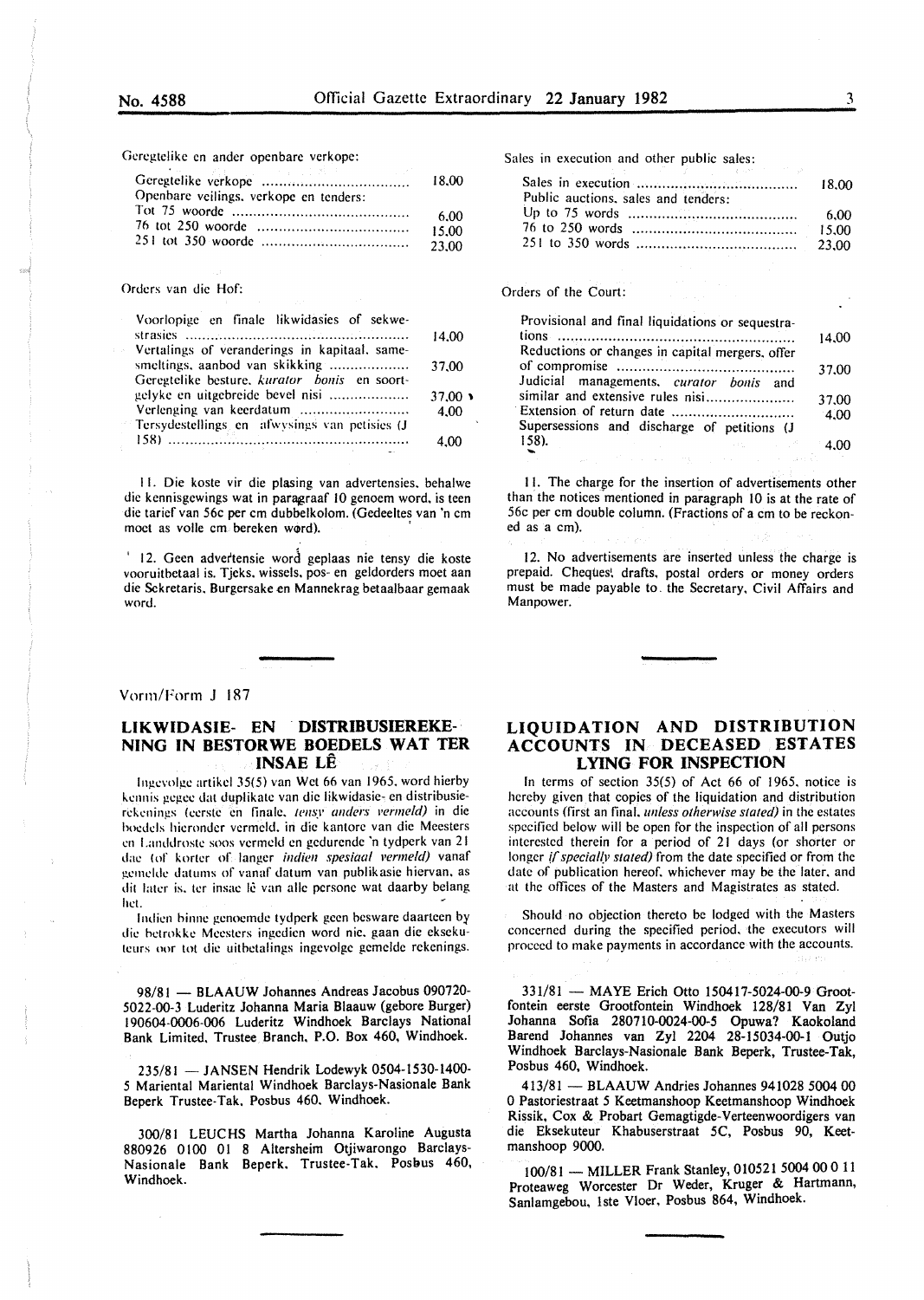Geregtelike en ander openbare verkope:

| | |
|---|---|
| Geregtelike verkope | 18,00 |
| Openbare veilings, verkope en tenders: | |
| Tot 75 woorde | 6,00 |
| 76 tot 250 woorde | 15,00 |
| 251 tot 350 woorde | 23,00 |

Orders van die Hof:

| | |
|---|---|
| Voorlopige en finale likwidasies of sekwestrasies | 14,00 |
| Vertalings of veranderings in kapitaal, samesmeltings, aanbod van skikking | 37,00 |
| Geregtelike besture, *kurator bonis* en soortgelyke en uitgebreide bevel nisi | 37,00 |
| Verlenging van keerdatum | 4,00 |
| Tersydestellings en afwysings van petisies (J 158) | 4,00 |

11. Die koste vir die plasing van advertensies, behalwe die kennisgewings wat in paragraaf 10 genoem word, is teen die tarief van 56c per cm dubbelkolom. (Gedeeltes van 'n cm moet as volle cm bereken word).

12. Geen advertensie word geplaas nie tensy die koste vooruitbetaal is. Tjeks, wissels, pos- en geldorders moet aan die Sekretaris, Burgersake en Mannekrag betaalbaar gemaak word.

Sales in execution and other public sales:

| | |
|---|---|
| Sales in execution | 18,00 |
| Public auctions, sales and tenders: | |
| Up to 75 words | 6,00 |
| 76 to 250 words | 15,00 |
| 251 to 350 words | 23,00 |

Orders of the Court:

| | |
|---|---|
| Provisional and final liquidations or sequestrations | 14,00 |
| Reductions or changes in capital mergers, offer of compromise | 37,00 |
| Judicial managements, *curator bonis* and similar and extensive rules nisi | 37,00 |
| Extension of return date | 4,00 |
| Supersessions and discharge of petitions (J 158). | 4,00 |

11. The charge for the insertion of advertisements other than the notices mentioned in paragraph 10 is at the rate of 56c per cm double column. (Fractions of a cm to be reckoned as a cm).

12. No advertisements are inserted unless the charge is prepaid. Cheques, drafts, postal orders or money orders must be made payable to the Secretary, Civil Affairs and Manpower.

Vorm/Form J 187

## LIKWIDASIE- EN DISTRIBUSIEREKENING IN BESTORWE BOEDELS WAT TER INSAE LÊ

Ingevolge artikel 35(5) van Wet 66 van 1965, word hierby kennis gegee dat duplikate van die likwidasie- en distribusierekenings (eerste en finale, *tensy anders vermeld*) in die boedels hieronder vermeld, in die kantore van die Meesters en Landdroste soos vermeld en gedurende 'n tydperk van 21 dae (of korter of langer *indien spesiaal vermeld*) vanaf gemelde datums of vanaf datum van publikasie hiervan, as dit later is, ter insae lê van alle persone wat daarby belang het.

Indien binne genoemde tydperk geen besware daarteen by die betrokke Meesters ingedien word nie, gaan die eksekuteurs oor tot die uitbetalings ingevolge gemelde rekenings.

98/81 — BLAAUW Johannes Andreas Jacobus 090720-5022-00-3 Luderitz Johanna Maria Blaauw (gebore Burger) 190604-0006-006 Luderitz Windhoek Barclays National Bank Limited, Trustee Branch, P.O. Box 460, Windhoek.

235/81 — JANSEN Hendrik Lodewyk 0504-1530-1400-5 Mariental Mariental Windhoek Barclays-Nasionale Bank Beperk Trustee-Tak, Posbus 460, Windhoek.

300/81 LEUCHS Martha Johanna Karoline Augusta 880926 0100 01 8 Altersheim Otjiwarongo Barclays-Nasionale Bank Beperk, Trustee-Tak, Posbus 460, Windhoek.

## LIQUIDATION AND DISTRIBUTION ACCOUNTS IN DECEASED ESTATES LYING FOR INSPECTION

In terms of section 35(5) of Act 66 of 1965, notice is hereby given that copies of the liquidation and distribution accounts (first an final, *unless otherwise stated*) in the estates specified below will be open for the inspection of all persons interested therein for a period of 21 days (or shorter or longer *if specially stated*) from the date specified or from the date of publication hereof, whichever may be the later, and at the offices of the Masters and Magistrates as stated.

Should no objection thereto be lodged with the Masters concerned during the specified period, the executors will proceed to make payments in accordance with the accounts.

331/81 — MAYE Erich Otto 150417-5024-00-9 Grootfontein eerste Grootfontein Windhoek 128/81 Van Zyl Johanna Sofia 280710-0024-00-5 Opuwa? Kaokoland Barend Johannes van Zyl 2204 28-15034-00-1 Outjo Windhoek Barclays-Nasionale Bank Beperk, Trustee-Tak, Posbus 460, Windhoek.

413/81 — BLAAUW Andries Johannes 941028 5004 00 0 Pastoriestraat 5 Keetmanshoop Keetmanshoop Windhoek Rissik, Cox & Probart Gemagtigde-Verteenwoordigers van die Eksekuteur Khabuserstraat 5C, Posbus 90, Keetmanshoop 9000.

100/81 — MILLER Frank Stanley, 010521 5004 00 0 11 Proteaweg Worcester Dr Weder, Kruger & Hartmann, Sanlamgebou, 1ste Vloer, Posbus 864, Windhoek.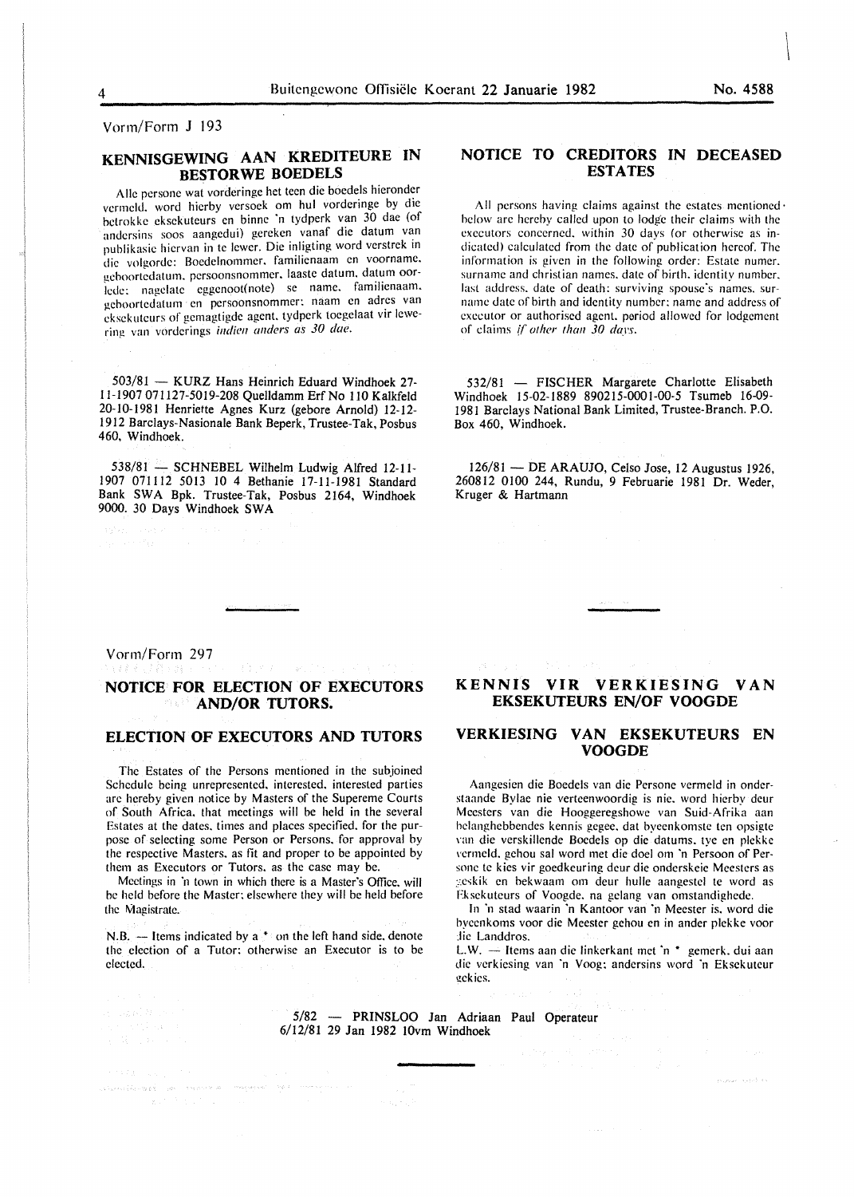Vorm/Form J 193

## KENNISGEWING AAN KREDITEURE IN BESTORWE BOEDELS

Alle persone wat vorderinge het teen die boedels hieronder vermeld, word hierby versoek om hul vorderinge by die betrokke eksekuteurs en binne 'n tydperk van 30 dae (of andersins soos aangedui) gereken vanaf die datum van publikasie hiervan in te lewer. Die inligting word verstrek in die volgorde: Boedelnommer, familienaam en voorname, geboortedatum, persoonsnommer, laaste datum, datum oorlede; nagelate eggenoot(note) se name, familienaam, geboortedatum en persoonsnommer; naam en adres van eksekuteurs of gemagtigde agent, tydperk toegelaat vir lewering van vorderings *indien anders as 30 dae*.

503/81 — KURZ Hans Heinrich Eduard Windhoek 27-11-1907 071127-5019-208 Quelldamm Erf No 110 Kalkfeld 20-10-1981 Henriette Agnes Kurz (gebore Arnold) 12-12-1912 Barclays-Nasionale Bank Beperk, Trustee-Tak, Posbus 460, Windhoek.

538/81 — SCHNEBEL Wilhelm Ludwig Alfred 12-11-1907 071112 5013 10 4 Bethanie 17-11-1981 Standard Bank SWA Bpk. Trustee-Tak, Posbus 2164, Windhoek 9000. 30 Days Windhoek SWA

## NOTICE TO CREDITORS IN DECEASED ESTATES

All persons having claims against the estates mentioned below are hereby called upon to lodge their claims with the executors concerned, within 30 days (or otherwise as indicated) calculated from the date of publication hereof. The information is given in the following order: Estate numer, surname and christian names, date of birth, identity number, last address, date of death; surviving spouse's names, surname date of birth and identity number; name and address of executor or authorised agent, period allowed for lodgement of claims *if other than 30 days*.

532/81 — FISCHER Margarete Charlotte Elisabeth Windhoek 15-02-1889 890215-0001-00-5 Tsumeb 16-09-1981 Barclays National Bank Limited, Trustee-Branch, P.O. Box 460, Windhoek.

126/81 — DE ARAUJO, Celso Jose, 12 Augustus 1926, 260812 0100 244, Rundu, 9 Februarie 1981 Dr. Weder, Kruger & Hartmann

Vorm/Form 297

## NOTICE FOR ELECTION OF EXECUTORS AND/OR TUTORS.

## ELECTION OF EXECUTORS AND TUTORS

The Estates of the Persons mentioned in the subjoined Schedule being unrepresented, interested, interested parties are hereby given notice by Masters of the Supereme Courts of South Africa, that meetings will be held in the several Estates at the dates, times and places specified, for the purpose of selecting some Person or Persons, for approval by the respective Masters, as fit and proper to be appointed by them as Executors or Tutors, as the case may be.

Meetings in 'n town in which there is a Master's Office, will be held before the Master; elsewhere they will be held before the Magistrate.

N.B. — Items indicated by a * on the left hand side, denote the election of a Tutor; otherwise an Executor is to be elected.

## KENNIS VIR VERKIESING VAN EKSEKUTEURS EN/OF VOOGDE

## VERKIESING VAN EKSEKUTEURS EN VOOGDE

Aangesien die Boedels van die Persone vermeld in onderstaande Bylae nie verteenwoordig is nie, word hierby deur Meesters van die Hooggeregshowe van Suid-Afrika aan belanghebbendes kennis gegee, dat byeenkomste ten opsigte van die verskillende Boedels op die datums, tye en plekke vermeld, gehou sal word met die doel om 'n Persoon of Persone te kies vir goedkeuring deur die onderskeie Meesters as geskik en bekwaam om deur hulle aangestel te word as Eksekuteurs of Voogde, na gelang van omstandighede.

In 'n stad waarin 'n Kantoor van 'n Meester is, word die byeenkoms voor die Meester gehou en in ander plekke voor die Landdros.

L.W. — Items aan die linkerkant met 'n * gemerk, dui aan die verkiesing van 'n Voog; andersins word 'n Eksekuteur gekies.

5/82 — PRINSLOO Jan Adriaan Paul Operateur 6/12/81 29 Jan 1982 10vm Windhoek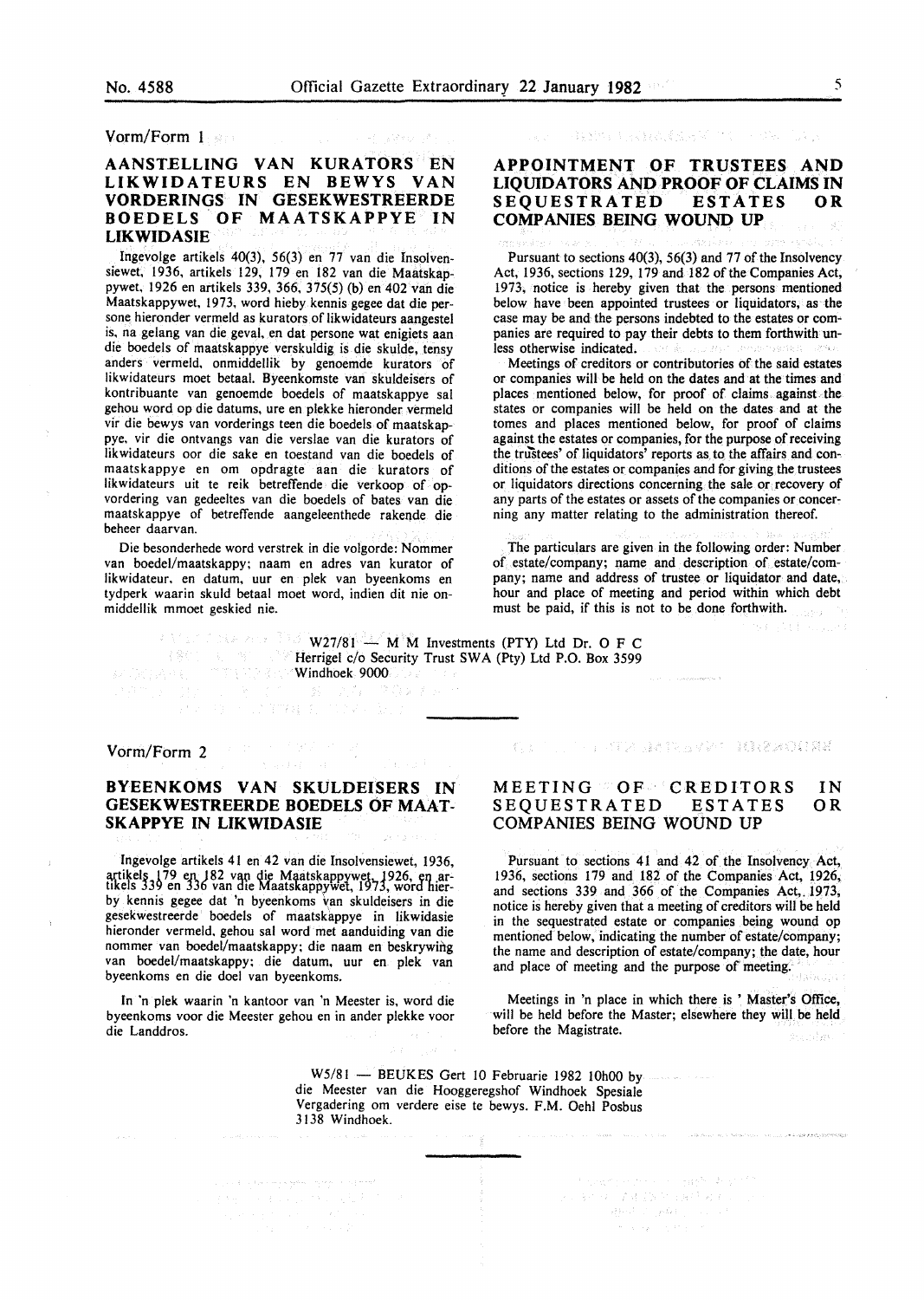Vorm/Form 1

## AANSTELLING VAN KURATORS EN LIKWIDATEURS EN BEWYS VAN VORDERINGS IN GESEKWESTREERDE BOEDELS OF MAATSKAPPYE IN LIKWIDASIE

Ingevolge artikels 40(3), 56(3) en 77 van die Insolvensiewet, 1936, artikels 129, 179 en 182 van die Maatskappywet, 1926 en artikels 339, 366, 375(5) (b) en 402 van die Maatskappywet, 1973, word hieby kennis gegee dat die persone hieronder vermeld as kurators of likwidateurs aangestel is, na gelang van die geval, en dat persone wat enigiets aan die boedels of maatskappye verskuldig is die skulde, tensy anders vermeld, onmiddellik by genoemde kurators of likwidateurs moet betaal. Byeenkomste van skuldeisers of kontribuante van genoemde boedels of maatskappye sal gehou word op die datums, ure en plekke hieronder vermeld vir die bewys van vorderings teen die boedels of maatskappye, vir die ontvangs van die verslae van die kurators of likwidateurs oor die sake en toestand van die boedels of maatskappye en om opdragte aan die kurators of likwidateurs uit te reik betreffende die verkoop of opvordering van gedeeltes van die boedels of bates van die maatskappye of betreffende aangeleenthede rakende die beheer daarvan.

Die besonderhede word verstrek in die volgorde: Nommer van boedel/maatskappy; naam en adres van kurator of likwidateur, en datum, uur en plek van byeenkoms en tydperk waarin skuld betaal moet word, indien dit nie onmiddellik mmoet geskied nie.

## APPOINTMENT OF TRUSTEES AND LIQUIDATORS AND PROOF OF CLAIMS IN SEQUESTRATED ESTATES OR COMPANIES BEING WOUND UP

Pursuant to sections 40(3), 56(3) and 77 of the Insolvency Act, 1936, sections 129, 179 and 182 of the Companies Act, 1973, notice is hereby given that the persons mentioned below have been appointed trustees or liquidators, as the case may be and the persons indebted to the estates or companies are required to pay their debts to them forthwith unless otherwise indicated.

Meetings of creditors or contributories of the said estates or companies will be held on the dates and at the times and places mentioned below, for proof of claims against the states or companies will be held on the dates and at the tomes and places mentioned below, for proof of claims against the estates or companies, for the purpose of receiving the trustees' of liquidators' reports as to the affairs and conditions of the estates or companies and for giving the trustees or liquidators directions concerning the sale or recovery of any parts of the estates or assets of the companies or concerning any matter relating to the administration thereof.

The particulars are given in the following order: Number of estate/company; name and description of estate/company; name and address of trustee or liquidator and date, hour and place of meeting and period within which debt must be paid, if this is not to be done forthwith.

W27/81 — M M Investments (PTY) Ltd Dr. O F C Herrigel c/o Security Trust SWA (Pty) Ltd P.O. Box 3599 Windhoek 9000

---

Vorm/Form 2

## BYEENKOMS VAN SKULDEISERS IN GESEKWESTREERDE BOEDELS OF MAATSKAPPYE IN LIKWIDASIE

Ingevolge artikels 41 en 42 van die Insolvensiewet, 1936, artikels 179 en 182 van die Maatskappywet, 1926, en artikels 339 en 336 van die Maatskappywet, 1973, word hierby kennis gegee dat 'n byeenkoms van skuldeisers in die gesekwestreerde boedels of maatskappye in likwidasie hieronder vermeld, gehou sal word met aanduiding van die nommer van boedel/maatskappy; die naam en beskrywing van boedel/maatskappy; die datum, uur en plek van byeenkoms en die doel van byeenkoms.

In 'n plek waarin 'n kantoor van 'n Meester is, word die byeenkoms voor die Meester gehou en in ander plekke voor die Landdros.

## MEETING OF CREDITORS IN SEQUESTRATED ESTATES OR COMPANIES BEING WOUND UP

Pursuant to sections 41 and 42 of the Insolvency Act, 1936, sections 179 and 182 of the Companies Act, 1926, and sections 339 and 366 of the Companies Act, 1973, notice is hereby given that a meeting of creditors will be held in the sequestrated estate or companies being wound op mentioned below, indicating the number of estate/company; the name and description of estate/company; the date, hour and place of meeting and the purpose of meeting.

Meetings in 'n place in which there is ' Master's Office, will be held before the Master; elsewhere they will be held before the Magistrate.

W5/81 — BEUKES Gert 10 Februarie 1982 10h00 by die Meester van die Hooggeregshof Windhoek Spesiale Vergadering om verdere eise te bewys. F.M. Oehl Posbus 3138 Windhoek.

---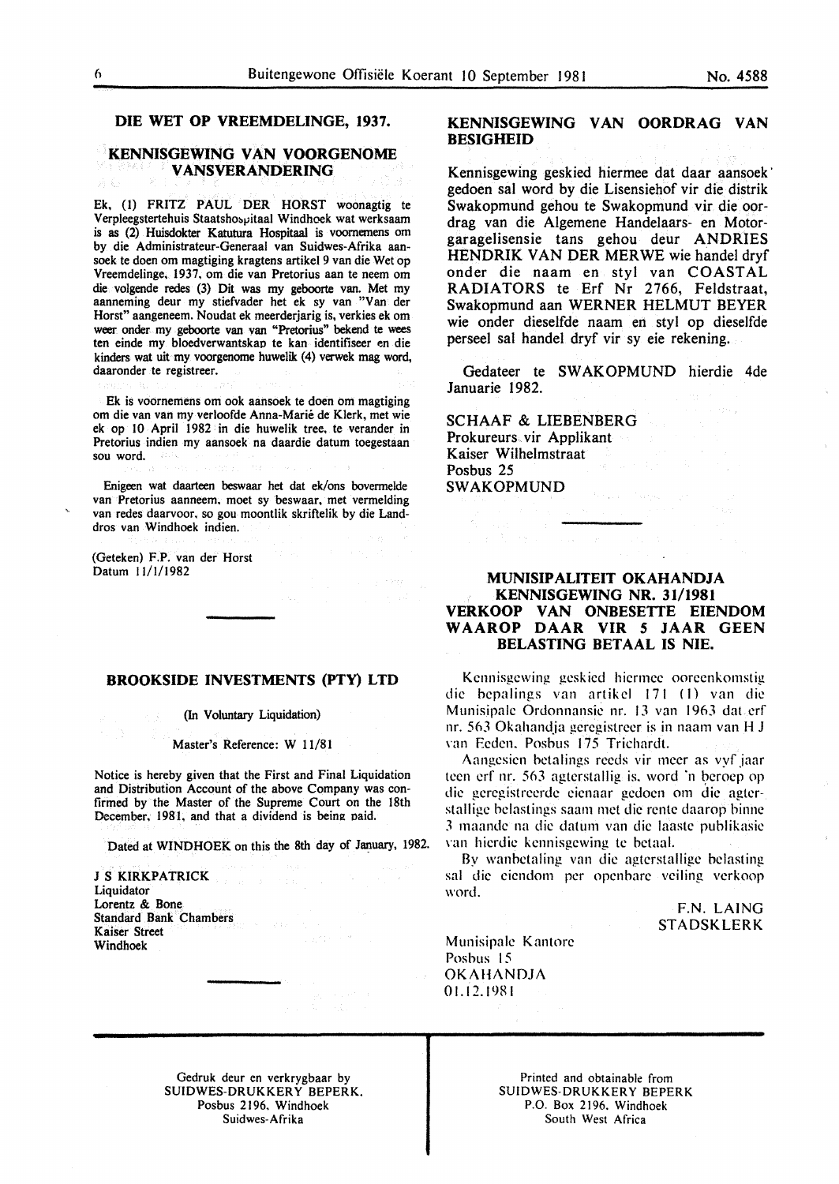## DIE WET OP VREEMDELINGE, 1937.

## KENNISGEWING VAN VOORGENOME VANSVERANDERING

Ek, (1) FRITZ PAUL DER HORST woonagtig te Verpleegstertehuis Staatshospitaal Windhoek wat werksaam is as (2) Huisdokter Katutura Hospitaal is voornemens om by die Administrateur-Generaal van Suidwes-Afrika aansoek te doen om magtiging kragtens artikel 9 van die Wet op Vreemdelinge, 1937, om die van Pretorius aan te neem om die volgende redes (3) Dit was my geboorte van. Met my aanneming deur my stiefvader het ek sy van "Van der Horst" aangeneem. Noudat ek meerderjarig is, verkies ek om weer onder my geboorte van van "Pretorius" bekend te wees ten einde my bloedverwantskap te kan identifiseer en die kinders wat uit my voorgenome huwelik (4) verwek mag word, daaronder te registreer.

Ek is voornemens om ook aansoek te doen om magtiging om die van van my verloofde Anna-Marié de Klerk, met wie ek op 10 April 1982 in die huwelik tree, te verander in Pretorius indien my aansoek na daardie datum toegestaan sou word.

Enigeen wat daarteen beswaar het dat ek/ons bovermelde van Pretorius aanneem, moet sy beswaar, met vermelding van redes daarvoor, so gou moontlik skriftelik by die Landdros van Windhoek indien.

(Geteken) F.P. van der Horst
Datum 11/1/1982

---

## BROOKSIDE INVESTMENTS (PTY) LTD

(In Voluntary Liquidation)

Master's Reference: W 11/81

Notice is hereby given that the First and Final Liquidation and Distribution Account of the above Company was confirmed by the Master of the Supreme Court on the 18th December, 1981, and that a dividend is being paid.

Dated at WINDHOEK on this the 8th day of January, 1982.

J S KIRKPATRICK
Liquidator
Lorentz & Bone
Standard Bank Chambers
Kaiser Street
Windhoek

---

## KENNISGEWING VAN OORDRAG VAN BESIGHEID

Kennisgewing geskied hiermee dat daar aansoek gedoen sal word by die Lisensiehof vir die distrik Swakopmund gehou te Swakopmund vir die oordrag van die Algemene Handelaars- en Motorgaragelisensie tans gehou deur ANDRIES HENDRIK VAN DER MERWE wie handel dryf onder die naam en styl van COASTAL RADIATORS te Erf Nr 2766, Feldstraat, Swakopmund aan WERNER HELMUT BEYER wie onder dieselfde naam en styl op dieselfde perseel sal handel dryf vir sy eie rekening.

Gedateer te SWAKOPMUND hierdie 4de Januarie 1982.

SCHAAF & LIEBENBERG
Prokureurs vir Applikant
Kaiser Wilhelmstraat
Posbus 25
SWAKOPMUND

---

## MUNISIPALITEIT OKAHANDJA KENNISGEWING NR. 31/1981 VERKOOP VAN ONBESETTE EIENDOM WAAROP DAAR VIR 5 JAAR GEEN BELASTING BETAAL IS NIE.

Kennisgewing geskied hiermee ooreenkomstig die bepalings van artikel 171 (1) van die Munisipale Ordonnansie nr. 13 van 1963 dat erf nr. 563 Okahandja geregistreer is in naam van H J van Eeden, Posbus 175 Trichardt.

Aangesien betalings reeds vir meer as vyf jaar teen erf nr. 563 agterstallig is, word 'n beroep op die geregistreerde eienaar gedoen om die agterstallige belastings saam met die rente daarop binne 3 maande na die datum van die laaste publikasie van hierdie kennisgewing te betaal.

By wanbetaling van die agterstallige belasting sal die eiendom per openbare veiling verkoop word.

F.N. LAING
STADSKLERK

Munisipale Kantore
Posbus 15
OKAHANDJA
01.12.1981

---

Gedruk deur en verkrygbaar by
SUIDWES-DRUKKERY BEPERK,
Posbus 2196, Windhoek
Suidwes-Afrika

Printed and obtainable from
SUIDWES-DRUKKERY BEPERK
P.O. Box 2196, Windhoek
South West Africa